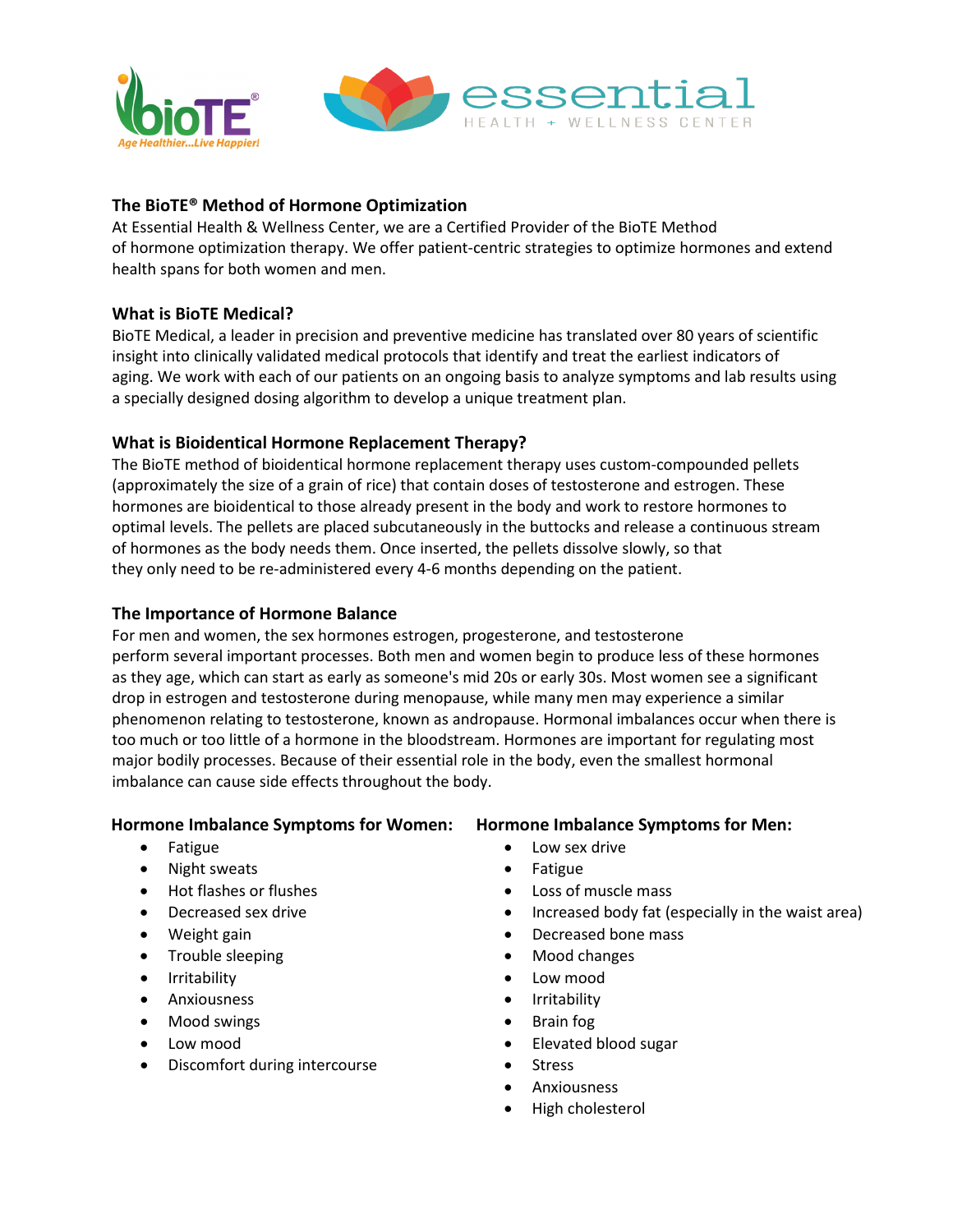## The BioTE® Method of Hormone Optimization

At Essential Health & Wellness Center, we are a Certified Provider of the BioTE Method of hormone optimization therapy. We offer patient-centric strategies to optimize hormones and extend health spans for both women and men.

## What is BioTE Medical?

BioTE Medical, a leader in precision and preventive medicine has translated over 80 years of scientific insight into clinically validated medical protocols that identify and treat the earliest indicators of aging. We work with each of our patients on an ongoing basis to analyze symptoms and lab results using a specially designed dosing algorithm to develop a unique treatment plan.

## What is Bioidentical Hormone Replacement Therapy?

The BioTE method of bioidentical hormone replacement therapy uses custom-compounded pellets (approximately the size of a grain of rice) that contain doses of testosterone and estrogen. These hormones are bioidentical to those already present in the body and work to restore hormones to optimal levels. The pellets are placed subcutaneously in the buttocks and release a continuous stream of hormones as the body needs them. Once inserted, the pellets dissolve slowly, so that they only need to be re-administered every 4-6 months depending on the patient.

## The Importance of Hormone Balance

For men and women, the sex hormones estrogen, progesterone, and testosterone perform several important processes. Both men and women begin to produce less of these hormones as they age, which can start as early as someone's mid 20s or early 30s. Most women see a significant drop in estrogen and testosterone during menopause, while many men may experience a similar phenomenon relating to testosterone, known as andropause. Hormonal imbalances occur when there is too much or too little of a hormone in the bloodstream. Hormones are important for regulating most major bodily processes. Because of their essential role in the body, even the smallest hormonal imbalance can cause side effects throughout the body.

### Hormone Imbalance Symptoms for Women:

- Fatigue
- Night sweats
- Hot flashes or flushes
- Decreased sex drive
- Weight gain
- Trouble sleeping
- Irritability
- Anxiousness
- Mood swings
- Low mood
- Discomfort during intercourse

### Hormone Imbalance Symptoms for Men:

- Low sex drive
- Fatigue
- Loss of muscle mass
- Increased body fat (especially in the waist area)
- Decreased bone mass
- Mood changes
- Low mood
- Irritability
- Brain fog
- Elevated blood sugar
- Stress
- Anxiousness
- High cholesterol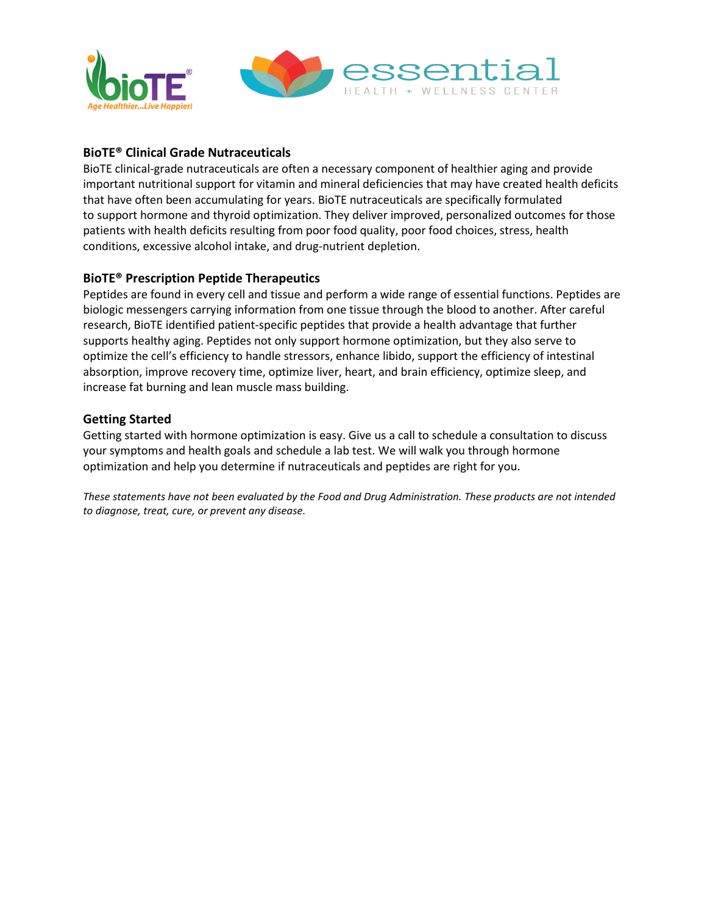## BioTE® Clinical Grade Nutraceuticals

BioTE clinical-grade nutraceuticals are often a necessary component of healthier aging and provide important nutritional support for vitamin and mineral deficiencies that may have created health deficits that have often been accumulating for years. BioTE nutraceuticals are specifically formulated to support hormone and thyroid optimization. They deliver improved, personalized outcomes for those patients with health deficits resulting from poor food quality, poor food choices, stress, health conditions, excessive alcohol intake, and drug-nutrient depletion.

## BioTE® Prescription Peptide Therapeutics

Peptides are found in every cell and tissue and perform a wide range of essential functions. Peptides are biologic messengers carrying information from one tissue through the blood to another. After careful research, BioTE identified patient-specific peptides that provide a health advantage that further supports healthy aging. Peptides not only support hormone optimization, but they also serve to optimize the cell's efficiency to handle stressors, enhance libido, support the efficiency of intestinal absorption, improve recovery time, optimize liver, heart, and brain efficiency, optimize sleep, and increase fat burning and lean muscle mass building.

## Getting Started

Getting started with hormone optimization is easy. Give us a call to schedule a consultation to discuss your symptoms and health goals and schedule a lab test. We will walk you through hormone optimization and help you determine if nutraceuticals and peptides are right for you.

*These statements have not been evaluated by the Food and Drug Administration. These products are not intended to diagnose, treat, cure, or prevent any disease.*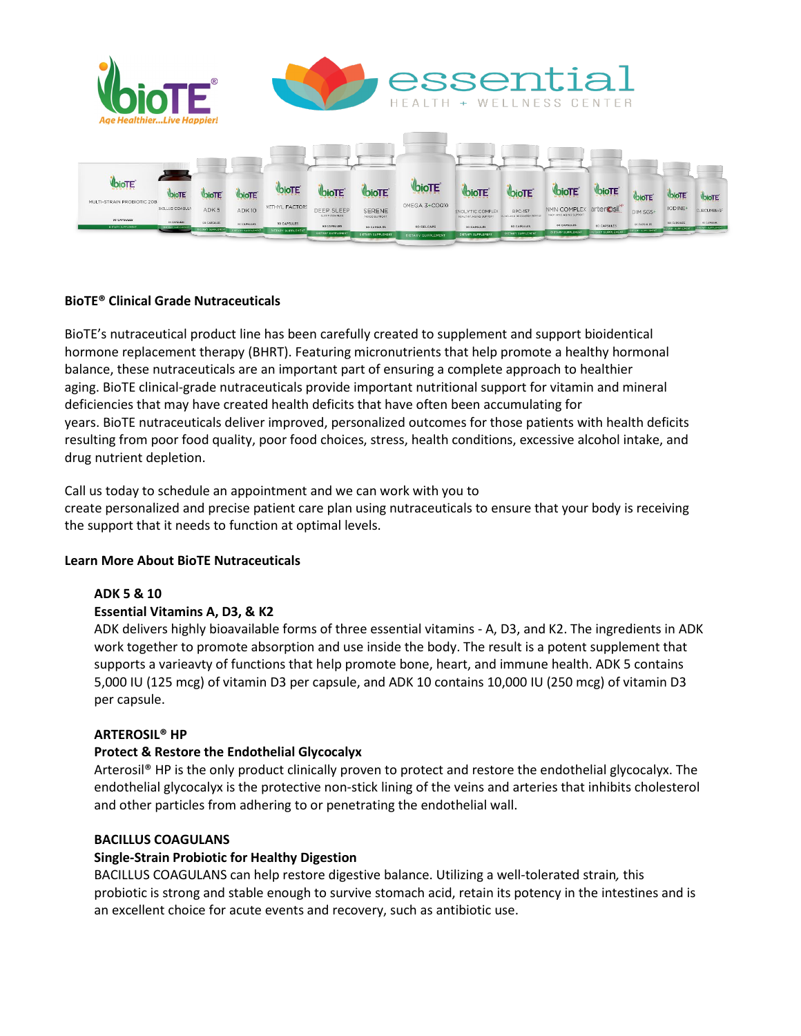**BioTE® Clinical Grade Nutraceuticals**

BioTE's nutraceutical product line has been carefully created to supplement and support bioidentical hormone replacement therapy (BHRT). Featuring micronutrients that help promote a healthy hormonal balance, these nutraceuticals are an important part of ensuring a complete approach to healthier aging. BioTE clinical-grade nutraceuticals provide important nutritional support for vitamin and mineral deficiencies that may have created health deficits that have often been accumulating for years. BioTE nutraceuticals deliver improved, personalized outcomes for those patients with health deficits resulting from poor food quality, poor food choices, stress, health conditions, excessive alcohol intake, and drug nutrient depletion.

Call us today to schedule an appointment and we can work with you to create personalized and precise patient care plan using nutraceuticals to ensure that your body is receiving the support that it needs to function at optimal levels.

**Learn More About BioTE Nutraceuticals**

**ADK 5 & 10**
**Essential Vitamins A, D3, & K2**
ADK delivers highly bioavailable forms of three essential vitamins - A, D3, and K2. The ingredients in ADK work together to promote absorption and use inside the body. The result is a potent supplement that supports a varieavty of functions that help promote bone, heart, and immune health. ADK 5 contains 5,000 IU (125 mcg) of vitamin D3 per capsule, and ADK 10 contains 10,000 IU (250 mcg) of vitamin D3 per capsule.

**ARTEROSIL® HP**
**Protect & Restore the Endothelial Glycocalyx**
Arterosil® HP is the only product clinically proven to protect and restore the endothelial glycocalyx. The endothelial glycocalyx is the protective non-stick lining of the veins and arteries that inhibits cholesterol and other particles from adhering to or penetrating the endothelial wall.

**BACILLUS COAGULANS**
**Single-Strain Probiotic for Healthy Digestion**
BACILLUS COAGULANS can help restore digestive balance. Utilizing a well-tolerated strain, this probiotic is strong and stable enough to survive stomach acid, retain its potency in the intestines and is an excellent choice for acute events and recovery, such as antibiotic use.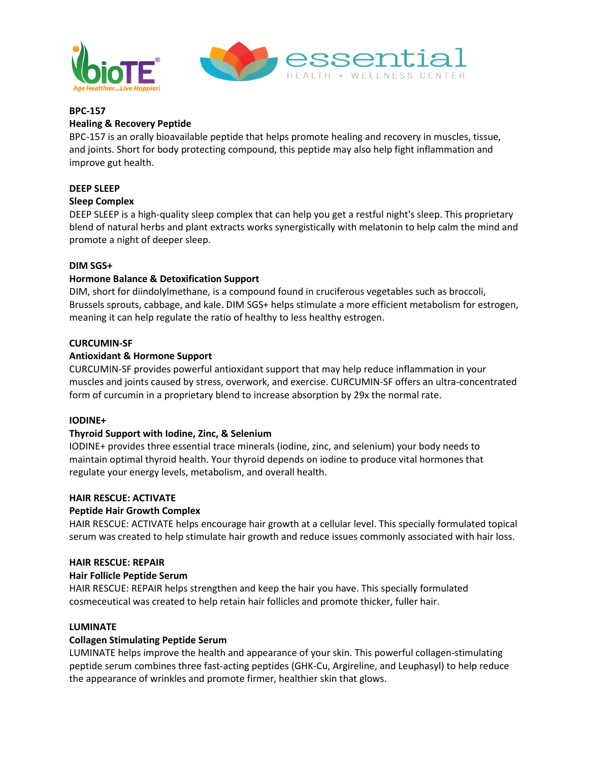**BPC-157**

**Healing & Recovery Peptide**

BPC-157 is an orally bioavailable peptide that helps promote healing and recovery in muscles, tissue, and joints. Short for body protecting compound, this peptide may also help fight inflammation and improve gut health.

**DEEP SLEEP**

**Sleep Complex**

DEEP SLEEP is a high-quality sleep complex that can help you get a restful night's sleep. This proprietary blend of natural herbs and plant extracts works synergistically with melatonin to help calm the mind and promote a night of deeper sleep.

**DIM SGS+**

**Hormone Balance & Detoxification Support**

DIM, short for diindolylmethane, is a compound found in cruciferous vegetables such as broccoli, Brussels sprouts, cabbage, and kale. DIM SGS+ helps stimulate a more efficient metabolism for estrogen, meaning it can help regulate the ratio of healthy to less healthy estrogen.

**CURCUMIN-SF**

**Antioxidant & Hormone Support**

CURCUMIN-SF provides powerful antioxidant support that may help reduce inflammation in your muscles and joints caused by stress, overwork, and exercise. CURCUMIN-SF offers an ultra-concentrated form of curcumin in a proprietary blend to increase absorption by 29x the normal rate.

**IODINE+**

**Thyroid Support with Iodine, Zinc, & Selenium**

IODINE+ provides three essential trace minerals (iodine, zinc, and selenium) your body needs to maintain optimal thyroid health. Your thyroid depends on iodine to produce vital hormones that regulate your energy levels, metabolism, and overall health.

**HAIR RESCUE: ACTIVATE**

**Peptide Hair Growth Complex**

HAIR RESCUE: ACTIVATE helps encourage hair growth at a cellular level. This specially formulated topical serum was created to help stimulate hair growth and reduce issues commonly associated with hair loss.

**HAIR RESCUE: REPAIR**

**Hair Follicle Peptide Serum**

HAIR RESCUE: REPAIR helps strengthen and keep the hair you have. This specially formulated cosmeceutical was created to help retain hair follicles and promote thicker, fuller hair.

**LUMINATE**

**Collagen Stimulating Peptide Serum**

LUMINATE helps improve the health and appearance of your skin. This powerful collagen-stimulating peptide serum combines three fast-acting peptides (GHK-Cu, Argireline, and Leuphasyl) to help reduce the appearance of wrinkles and promote firmer, healthier skin that glows.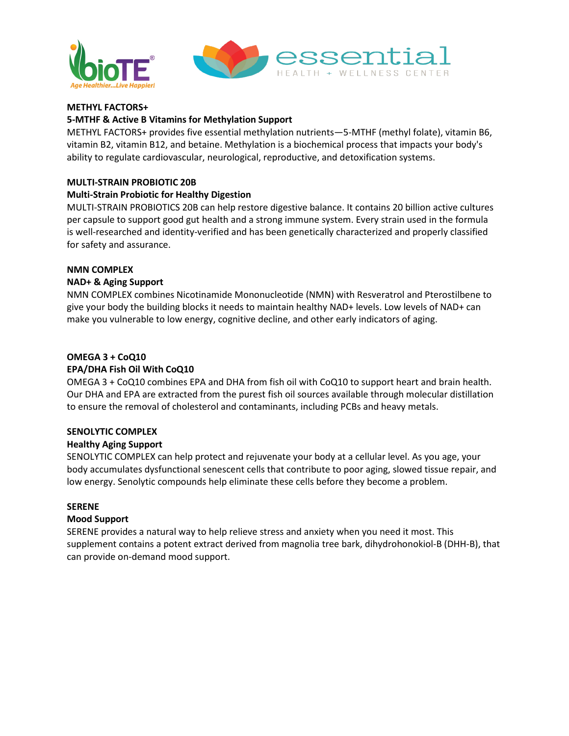**METHYL FACTORS+**

**5-MTHF & Active B Vitamins for Methylation Support**

METHYL FACTORS+ provides five essential methylation nutrients—5-MTHF (methyl folate), vitamin B6, vitamin B2, vitamin B12, and betaine. Methylation is a biochemical process that impacts your body's ability to regulate cardiovascular, neurological, reproductive, and detoxification systems.

**MULTI-STRAIN PROBIOTIC 20B**

**Multi-Strain Probiotic for Healthy Digestion**

MULTI-STRAIN PROBIOTICS 20B can help restore digestive balance. It contains 20 billion active cultures per capsule to support good gut health and a strong immune system. Every strain used in the formula is well-researched and identity-verified and has been genetically characterized and properly classified for safety and assurance.

**NMN COMPLEX**

**NAD+ & Aging Support**

NMN COMPLEX combines Nicotinamide Mononucleotide (NMN) with Resveratrol and Pterostilbene to give your body the building blocks it needs to maintain healthy NAD+ levels. Low levels of NAD+ can make you vulnerable to low energy, cognitive decline, and other early indicators of aging.

**OMEGA 3 + CoQ10**

**EPA/DHA Fish Oil With CoQ10**

OMEGA 3 + CoQ10 combines EPA and DHA from fish oil with CoQ10 to support heart and brain health. Our DHA and EPA are extracted from the purest fish oil sources available through molecular distillation to ensure the removal of cholesterol and contaminants, including PCBs and heavy metals.

**SENOLYTIC COMPLEX**

**Healthy Aging Support**

SENOLYTIC COMPLEX can help protect and rejuvenate your body at a cellular level. As you age, your body accumulates dysfunctional senescent cells that contribute to poor aging, slowed tissue repair, and low energy. Senolytic compounds help eliminate these cells before they become a problem.

**SERENE**

**Mood Support**

SERENE provides a natural way to help relieve stress and anxiety when you need it most. This supplement contains a potent extract derived from magnolia tree bark, dihydrohonokiol-B (DHH-B), that can provide on-demand mood support.